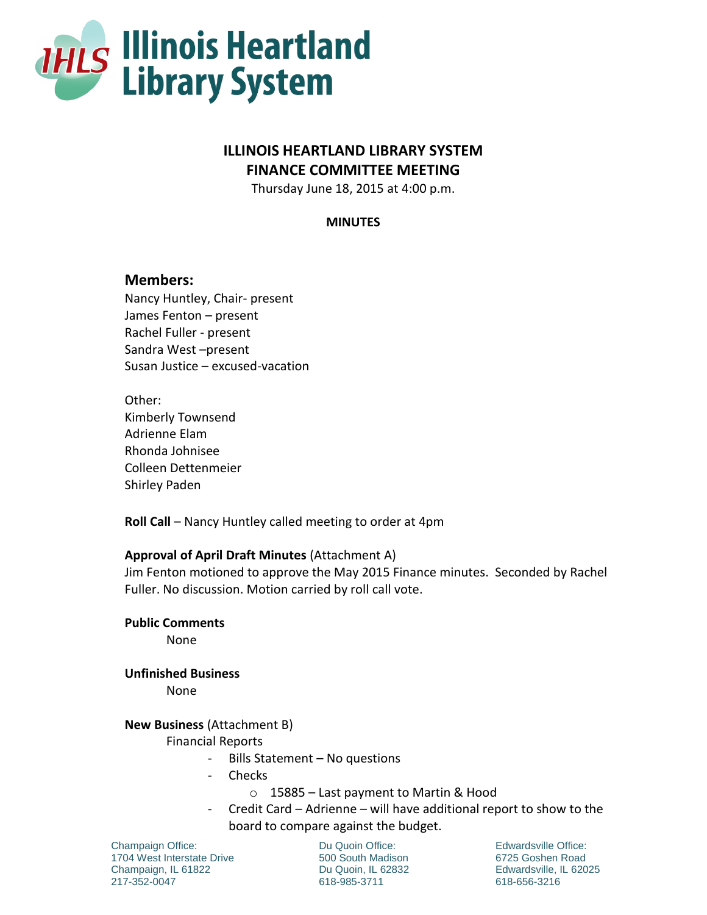# ILLINOIS HEARTLAND LIBRARY SYSTEM
## FINANCE COMMITTEE MEETING

Thursday June 18, 2015 at 4:00 p.m.

**MINUTES**

### Members:

Nancy Huntley, Chair- present
James Fenton – present
Rachel Fuller - present
Sandra West –present
Susan Justice – excused-vacation

Other:
Kimberly Townsend
Adrienne Elam
Rhonda Johnisee
Colleen Dettenmeier
Shirley Paden

**Roll Call** – Nancy Huntley called meeting to order at 4pm

**Approval of April Draft Minutes** (Attachment A)
Jim Fenton motioned to approve the May 2015 Finance minutes. Seconded by Rachel Fuller. No discussion. Motion carried by roll call vote.

**Public Comments**

None

**Unfinished Business**

None

**New Business** (Attachment B)

Financial Reports

- Bills Statement – No questions
- Checks
  - 15885 – Last payment to Martin & Hood
- Credit Card – Adrienne – will have additional report to show to the board to compare against the budget.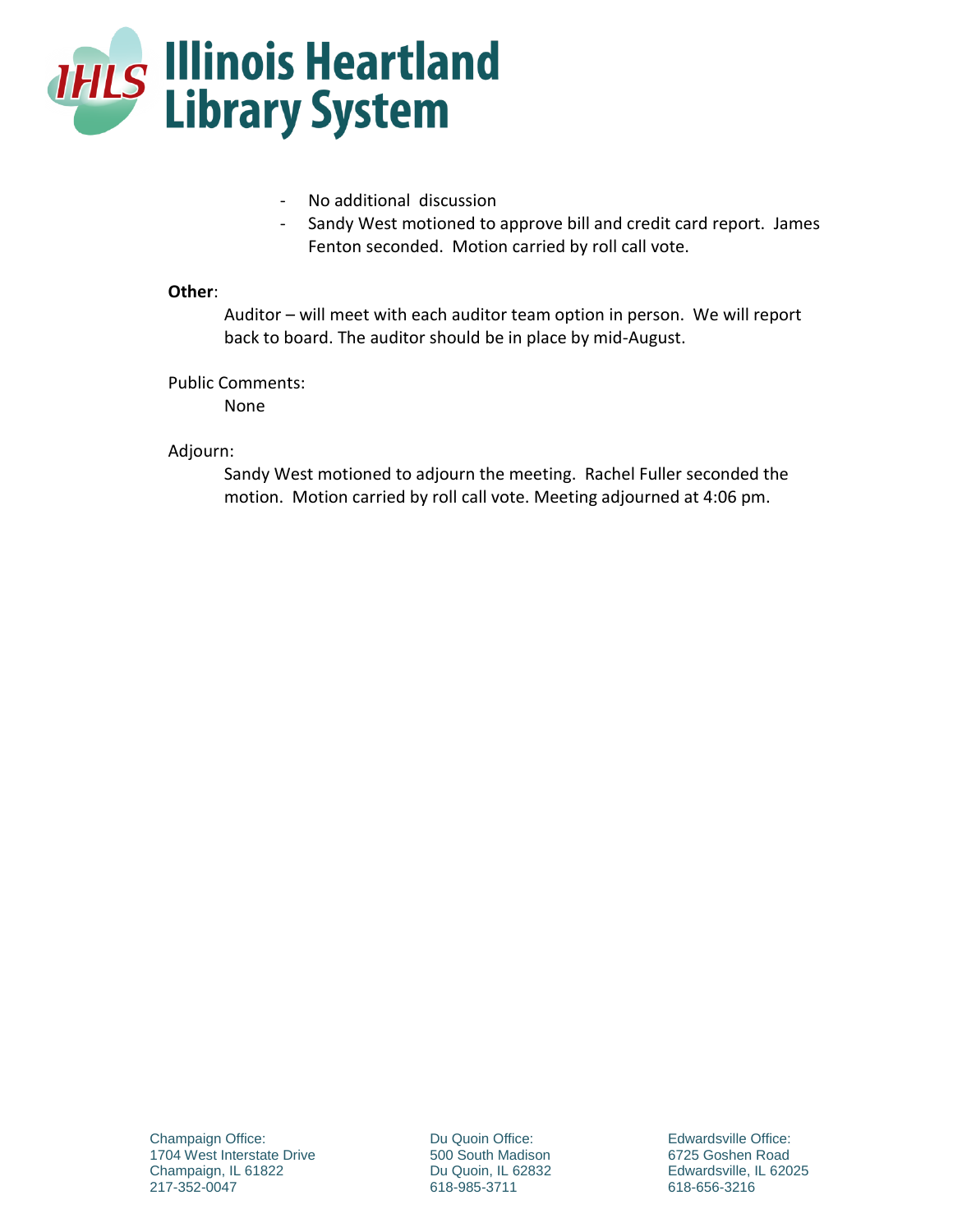- No additional discussion
- Sandy West motioned to approve bill and credit card report. James Fenton seconded. Motion carried by roll call vote.

**Other**:

Auditor – will meet with each auditor team option in person. We will report back to board. The auditor should be in place by mid-August.

Public Comments:

None

Adjourn:

Sandy West motioned to adjourn the meeting. Rachel Fuller seconded the motion. Motion carried by roll call vote. Meeting adjourned at 4:06 pm.